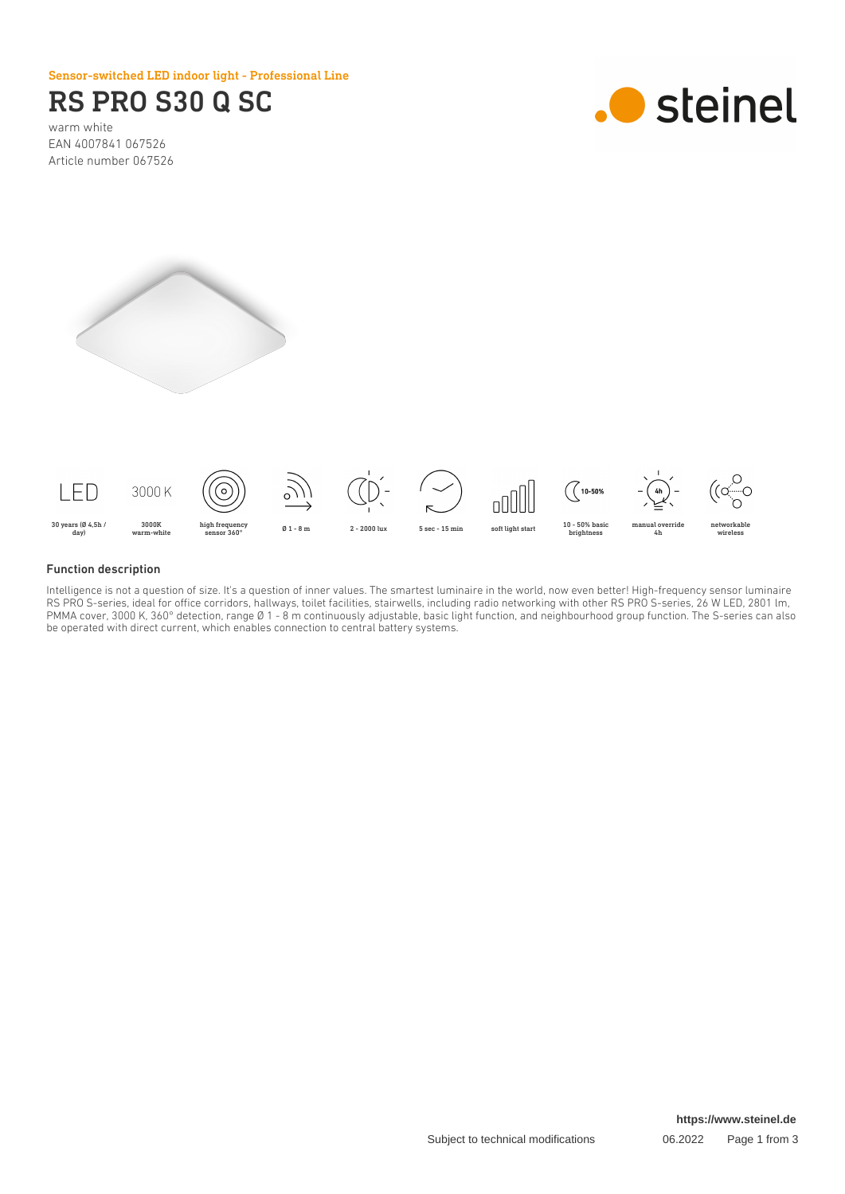Sensor-switched LED indoor light - Professional Line

# RS PRO S30 Q SC

warm white
EAN 4007841 067526
Article number 067526

LED — 30 years (Ø 4,5h / day)
3000 K — 3000K warm-white
high frequency sensor 360°
Ø 1 - 8 m
2 - 2000 lux
5 sec - 15 min
soft light start
10-50% — 10 - 50% basic brightness
4h — manual override 4h
networkable wireless

## Function description

Intelligence is not a question of size. It's a question of inner values. The smartest luminaire in the world, now even better! High-frequency sensor luminaire RS PRO S-series, ideal for office corridors, hallways, toilet facilities, stairwells, including radio networking with other RS PRO S-series, 26 W LED, 2801 lm, PMMA cover, 3000 K, 360° detection, range Ø 1 - 8 m continuously adjustable, basic light function, and neighbourhood group function. The S-series can also be operated with direct current, which enables connection to central battery systems.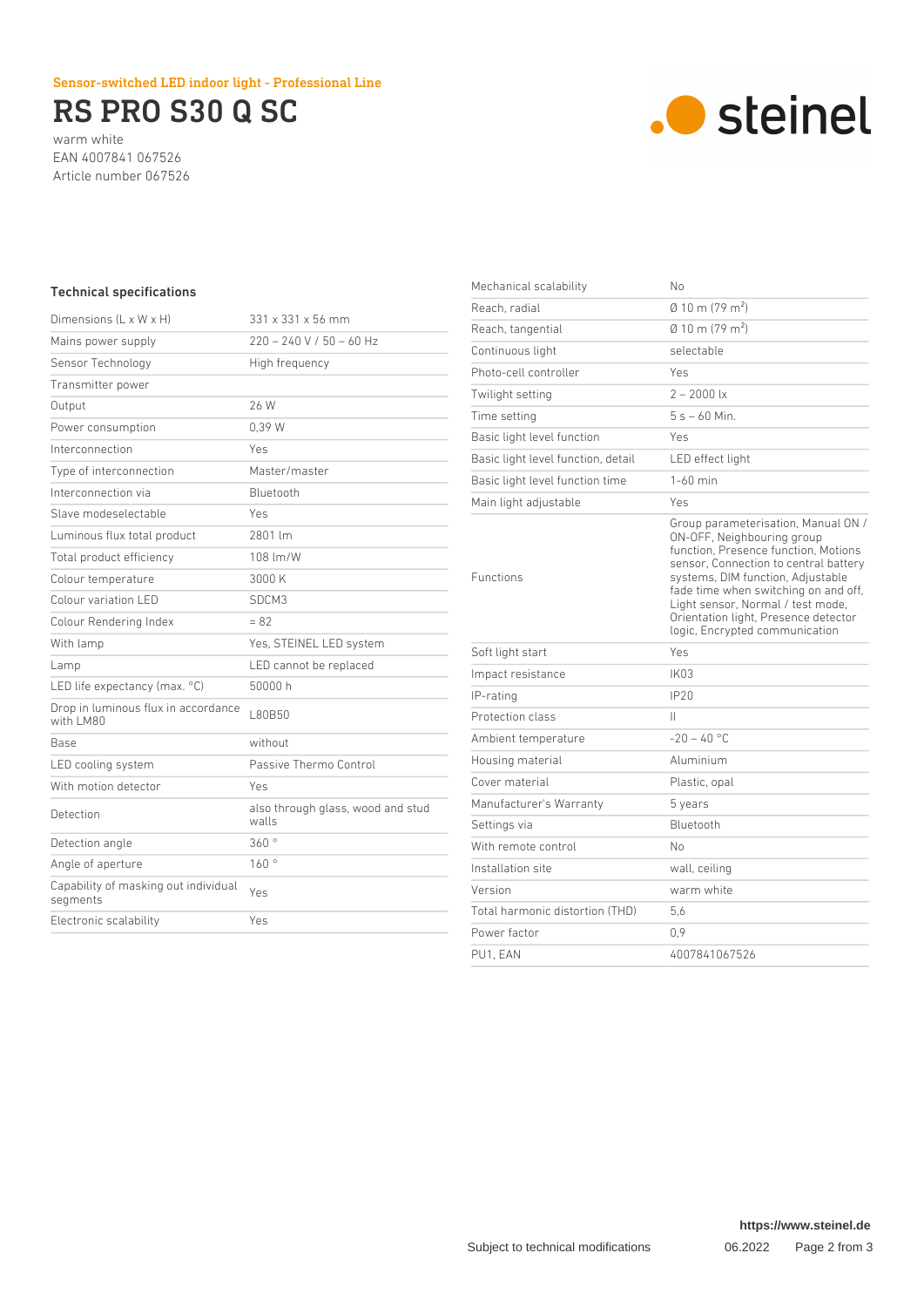Sensor-switched LED indoor light - Professional Line

# RS PRO S30 Q SC

warm white
EAN 4007841 067526
Article number 067526

## Technical specifications

| | |
|---|---|
| Dimensions (L x W x H) | 331 x 331 x 56 mm |
| Mains power supply | 220 – 240 V / 50 – 60 Hz |
| Sensor Technology | High frequency |
| Transmitter power | |
| Output | 26 W |
| Power consumption | 0,39 W |
| Interconnection | Yes |
| Type of interconnection | Master/master |
| Interconnection via | Bluetooth |
| Slave modeselectable | Yes |
| Luminous flux total product | 2801 lm |
| Total product efficiency | 108 lm/W |
| Colour temperature | 3000 K |
| Colour variation LED | SDCM3 |
| Colour Rendering Index | = 82 |
| With lamp | Yes, STEINEL LED system |
| Lamp | LED cannot be replaced |
| LED life expectancy (max. °C) | 50000 h |
| Drop in luminous flux in accordance with LM80 | L80B50 |
| Base | without |
| LED cooling system | Passive Thermo Control |
| With motion detector | Yes |
| Detection | also through glass, wood and stud walls |
| Detection angle | 360 ° |
| Angle of aperture | 160 ° |
| Capability of masking out individual segments | Yes |
| Electronic scalability | Yes |
| Mechanical scalability | No |
| Reach, radial | Ø 10 m (79 m²) |
| Reach, tangential | Ø 10 m (79 m²) |
| Continuous light | selectable |
| Photo-cell controller | Yes |
| Twilight setting | 2 – 2000 lx |
| Time setting | 5 s – 60 Min. |
| Basic light level function | Yes |
| Basic light level function, detail | LED effect light |
| Basic light level function time | 1-60 min |
| Main light adjustable | Yes |
| Functions | Group parameterisation, Manual ON / ON-OFF, Neighbouring group function, Presence function, Motions sensor, Connection to central battery systems, DIM function, Adjustable fade time when switching on and off, Light sensor, Normal / test mode, Orientation light, Presence detector logic, Encrypted communication |
| Soft light start | Yes |
| Impact resistance | IK03 |
| IP-rating | IP20 |
| Protection class | II |
| Ambient temperature | -20 – 40 °C |
| Housing material | Aluminium |
| Cover material | Plastic, opal |
| Manufacturer's Warranty | 5 years |
| Settings via | Bluetooth |
| With remote control | No |
| Installation site | wall, ceiling |
| Version | warm white |
| Total harmonic distortion (THD) | 5,6 |
| Power factor | 0,9 |
| PU1, EAN | 4007841067526 |

https://www.steinel.de

Subject to technical modifications 06.2022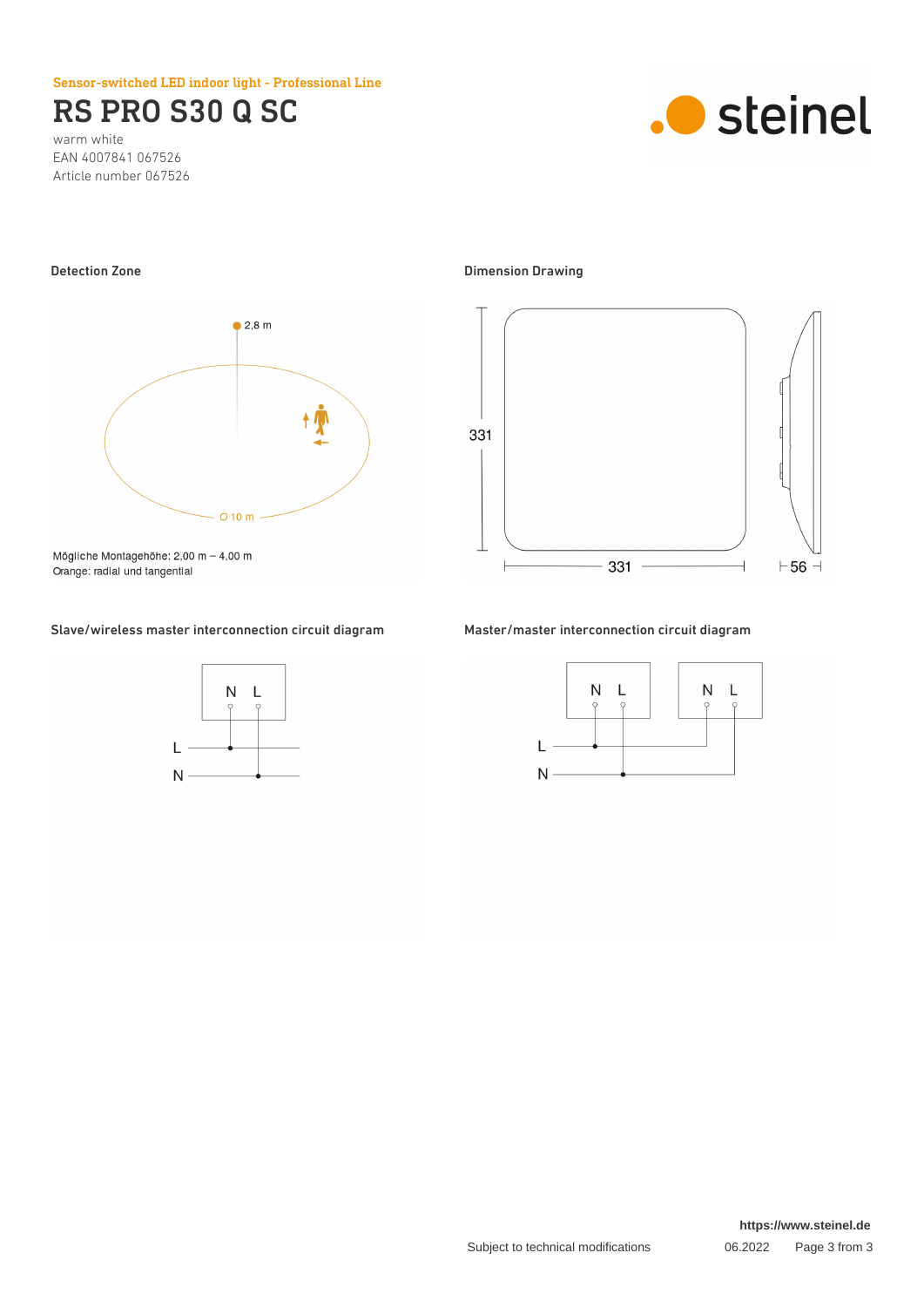Sensor-switched LED indoor light - Professional Line

# RS PRO S30 Q SC

warm white
EAN 4007841 067526
Article number 067526

## Detection Zone

2,8 m

Ø 10 m

Mögliche Montagehöhe: 2,00 m – 4,00 m
Orange: radial und tangential

## Dimension Drawing

331

331

56

## Slave/wireless master interconnection circuit diagram

N L

L

N

## Master/master interconnection circuit diagram

N L

N L

L

N

https://www.steinel.de

Subject to technical modifications 06.2022